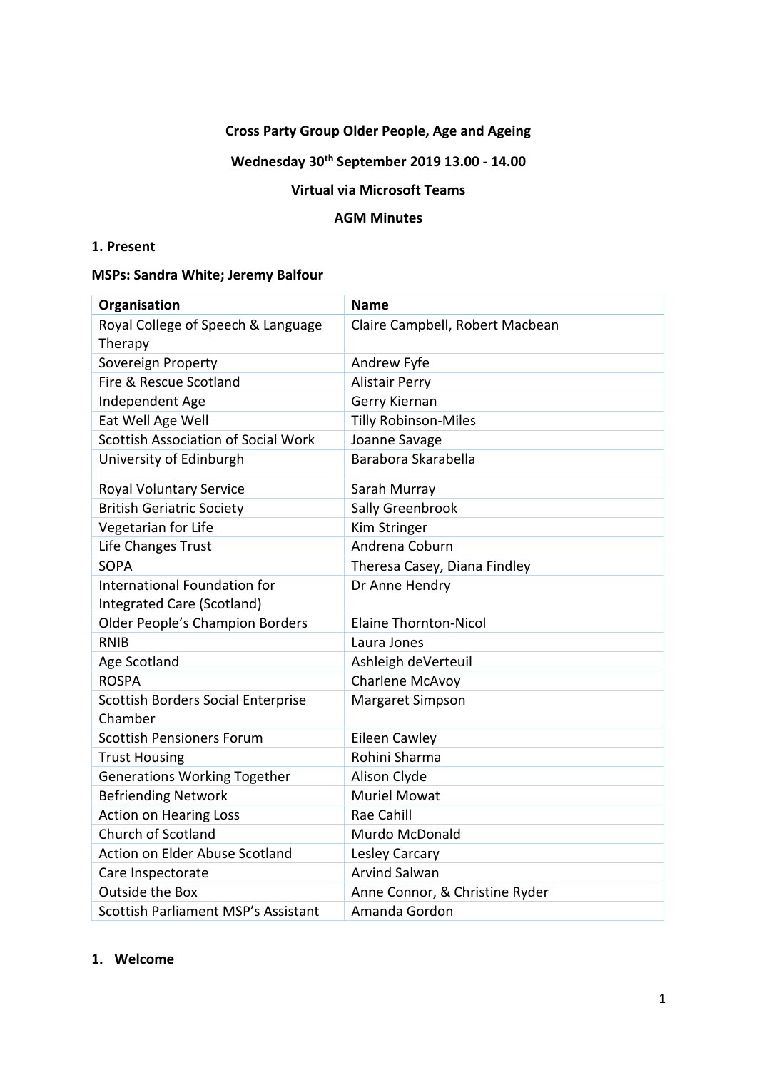**Cross Party Group Older People, Age and Ageing**

**Wednesday 30th September 2019 13.00 - 14.00**

**Virtual via Microsoft Teams**

**AGM Minutes**

**1. Present**

**MSPs: Sandra White; Jeremy Balfour**

| Organisation | Name |
|---|---|
| Royal College of Speech & Language Therapy | Claire Campbell, Robert Macbean |
| Sovereign Property | Andrew Fyfe |
| Fire & Rescue Scotland | Alistair Perry |
| Independent Age | Gerry Kiernan |
| Eat Well Age Well | Tilly Robinson-Miles |
| Scottish Association of Social Work | Joanne Savage |
| University of Edinburgh | Barabora Skarabella |
| Royal Voluntary Service | Sarah Murray |
| British Geriatric Society | Sally Greenbrook |
| Vegetarian for Life | Kim Stringer |
| Life Changes Trust | Andrena Coburn |
| SOPA | Theresa Casey, Diana Findley |
| International Foundation for Integrated Care (Scotland) | Dr Anne Hendry |
| Older People's Champion Borders | Elaine Thornton-Nicol |
| RNIB | Laura Jones |
| Age Scotland | Ashleigh deVerteuil |
| ROSPA | Charlene McAvoy |
| Scottish Borders Social Enterprise Chamber | Margaret Simpson |
| Scottish Pensioners Forum | Eileen Cawley |
| Trust Housing | Rohini Sharma |
| Generations Working Together | Alison Clyde |
| Befriending Network | Muriel Mowat |
| Action on Hearing Loss | Rae Cahill |
| Church of Scotland | Murdo McDonald |
| Action on Elder Abuse Scotland | Lesley Carcary |
| Care Inspectorate | Arvind Salwan |
| Outside the Box | Anne Connor, & Christine Ryder |
| Scottish Parliament MSP's Assistant | Amanda Gordon |

**1. Welcome**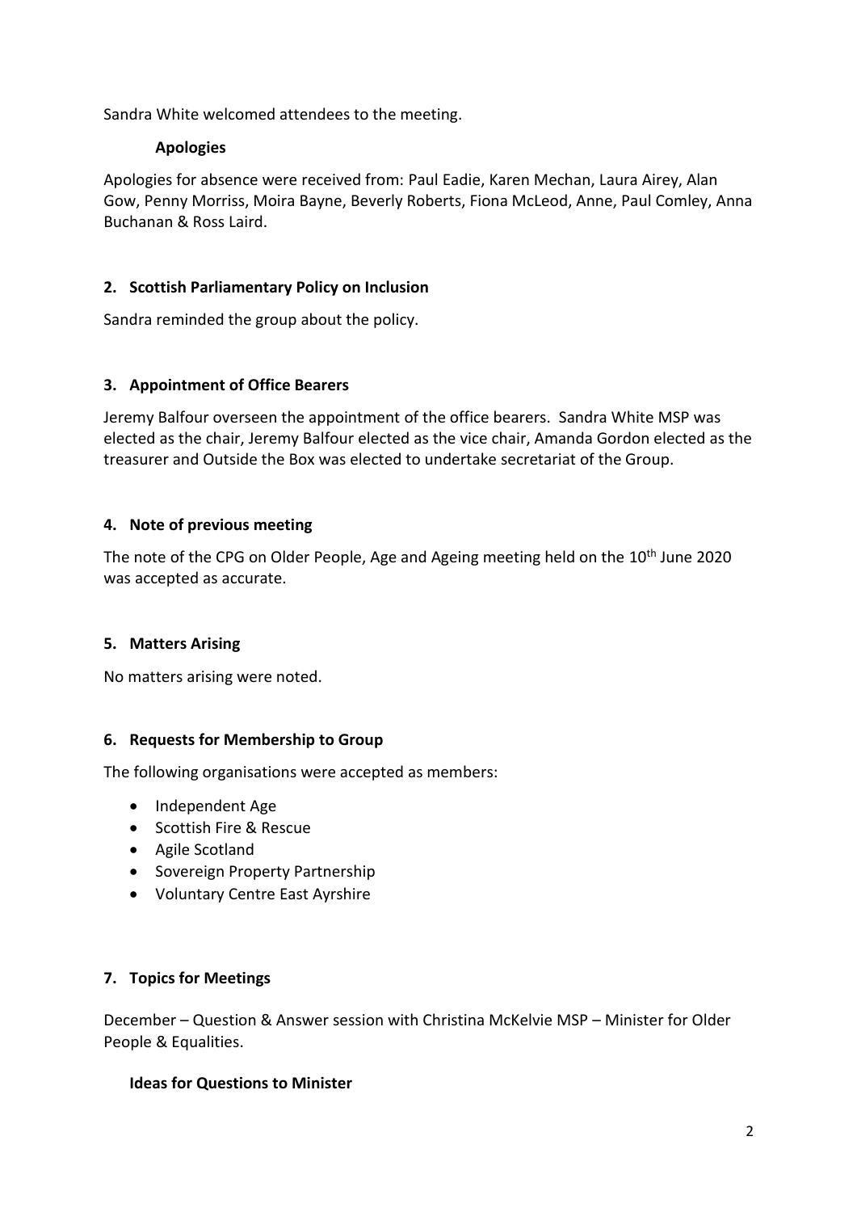Sandra White welcomed attendees to the meeting.

## Apologies

Apologies for absence were received from: Paul Eadie, Karen Mechan, Laura Airey, Alan Gow, Penny Morriss, Moira Bayne, Beverly Roberts, Fiona McLeod, Anne, Paul Comley, Anna Buchanan & Ross Laird.

## 2. Scottish Parliamentary Policy on Inclusion

Sandra reminded the group about the policy.

## 3. Appointment of Office Bearers

Jeremy Balfour overseen the appointment of the office bearers. Sandra White MSP was elected as the chair, Jeremy Balfour elected as the vice chair, Amanda Gordon elected as the treasurer and Outside the Box was elected to undertake secretariat of the Group.

## 4. Note of previous meeting

The note of the CPG on Older People, Age and Ageing meeting held on the 10th June 2020 was accepted as accurate.

## 5. Matters Arising

No matters arising were noted.

## 6. Requests for Membership to Group

The following organisations were accepted as members:

- Independent Age
- Scottish Fire & Rescue
- Agile Scotland
- Sovereign Property Partnership
- Voluntary Centre East Ayrshire

## 7. Topics for Meetings

December – Question & Answer session with Christina McKelvie MSP – Minister for Older People & Equalities.

### Ideas for Questions to Minister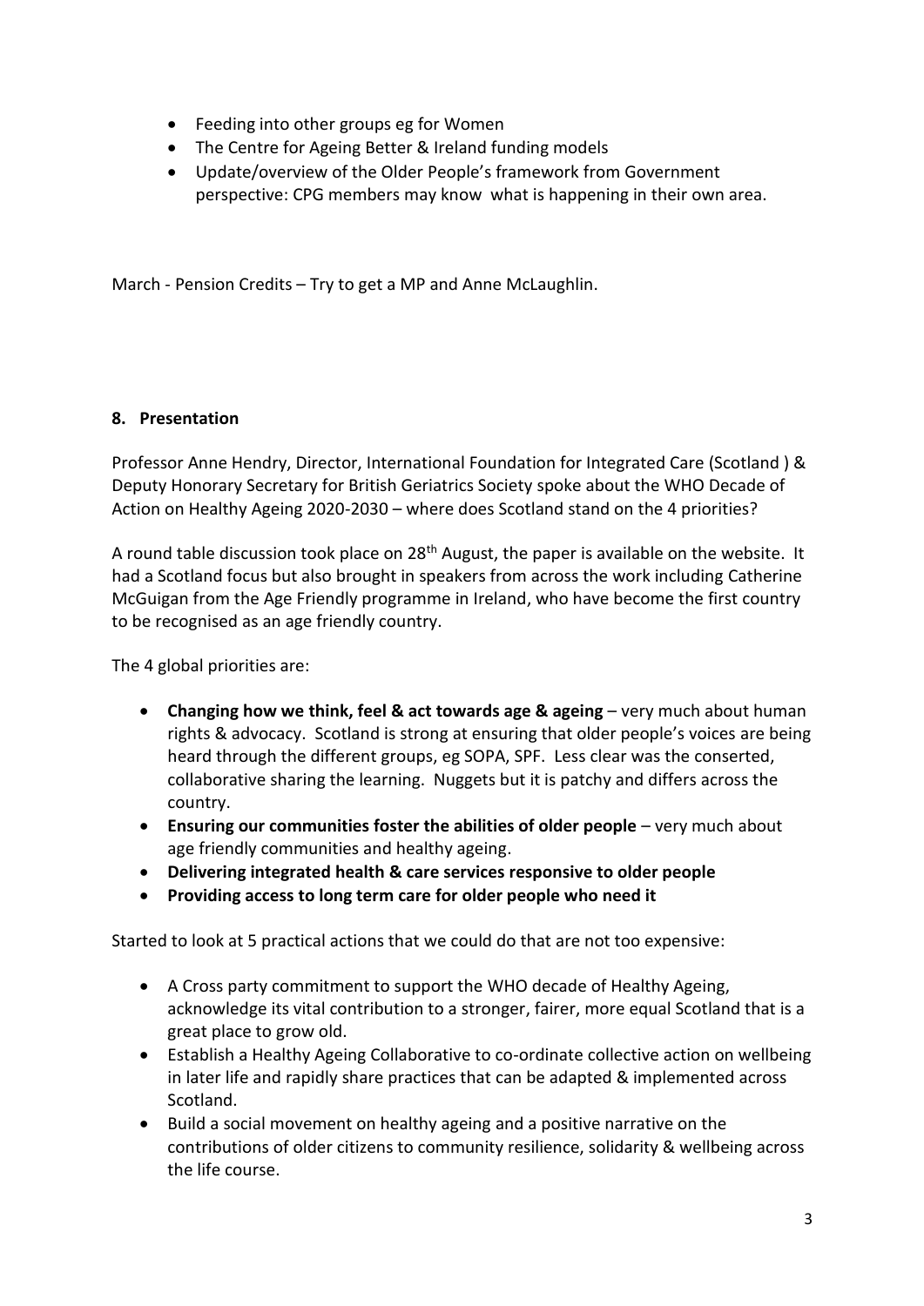- Feeding into other groups eg for Women
- The Centre for Ageing Better & Ireland funding models
- Update/overview of the Older People's framework from Government perspective: CPG members may know what is happening in their own area.

March - Pension Credits – Try to get a MP and Anne McLaughlin.

**8. Presentation**

Professor Anne Hendry, Director, International Foundation for Integrated Care (Scotland ) & Deputy Honorary Secretary for British Geriatrics Society spoke about the WHO Decade of Action on Healthy Ageing 2020-2030 – where does Scotland stand on the 4 priorities?

A round table discussion took place on 28th August, the paper is available on the website. It had a Scotland focus but also brought in speakers from across the work including Catherine McGuigan from the Age Friendly programme in Ireland, who have become the first country to be recognised as an age friendly country.

The 4 global priorities are:

- **Changing how we think, feel & act towards age & ageing** – very much about human rights & advocacy. Scotland is strong at ensuring that older people's voices are being heard through the different groups, eg SOPA, SPF. Less clear was the conserted, collaborative sharing the learning. Nuggets but it is patchy and differs across the country.
- **Ensuring our communities foster the abilities of older people** – very much about age friendly communities and healthy ageing.
- **Delivering integrated health & care services responsive to older people**
- **Providing access to long term care for older people who need it**

Started to look at 5 practical actions that we could do that are not too expensive:

- A Cross party commitment to support the WHO decade of Healthy Ageing, acknowledge its vital contribution to a stronger, fairer, more equal Scotland that is a great place to grow old.
- Establish a Healthy Ageing Collaborative to co-ordinate collective action on wellbeing in later life and rapidly share practices that can be adapted & implemented across Scotland.
- Build a social movement on healthy ageing and a positive narrative on the contributions of older citizens to community resilience, solidarity & wellbeing across the life course.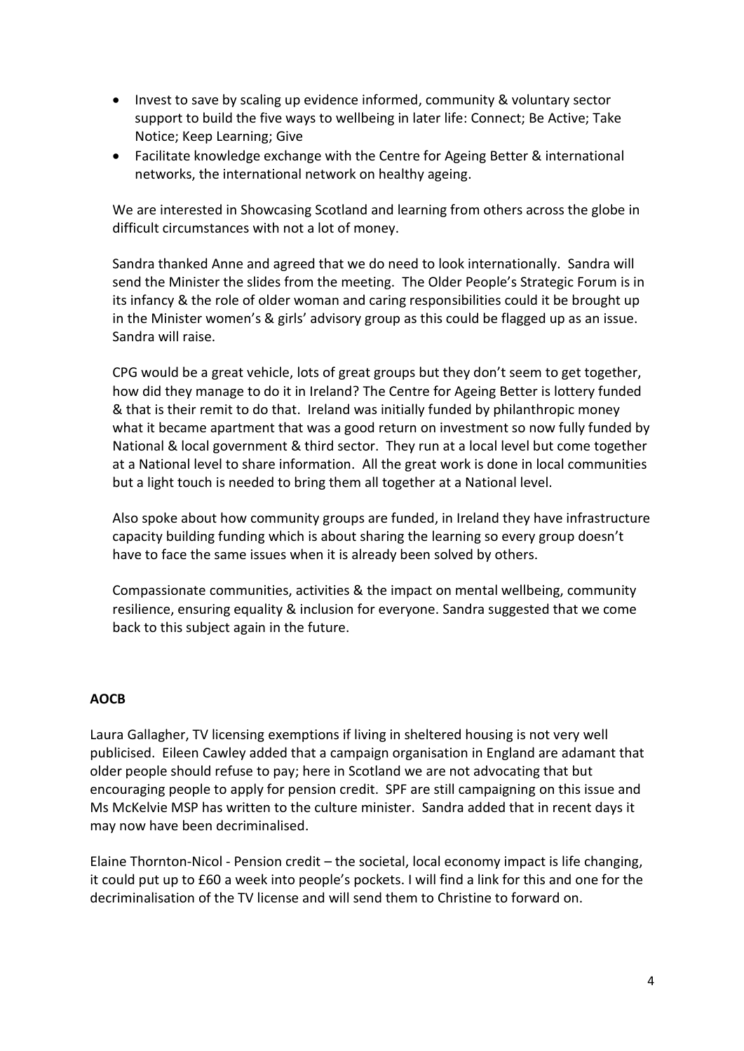- Invest to save by scaling up evidence informed, community & voluntary sector support to build the five ways to wellbeing in later life: Connect; Be Active; Take Notice; Keep Learning; Give
- Facilitate knowledge exchange with the Centre for Ageing Better & international networks, the international network on healthy ageing.

We are interested in Showcasing Scotland and learning from others across the globe in difficult circumstances with not a lot of money.

Sandra thanked Anne and agreed that we do need to look internationally. Sandra will send the Minister the slides from the meeting. The Older People's Strategic Forum is in its infancy & the role of older woman and caring responsibilities could it be brought up in the Minister women's & girls' advisory group as this could be flagged up as an issue. Sandra will raise.

CPG would be a great vehicle, lots of great groups but they don't seem to get together, how did they manage to do it in Ireland? The Centre for Ageing Better is lottery funded & that is their remit to do that. Ireland was initially funded by philanthropic money what it became apartment that was a good return on investment so now fully funded by National & local government & third sector. They run at a local level but come together at a National level to share information. All the great work is done in local communities but a light touch is needed to bring them all together at a National level.

Also spoke about how community groups are funded, in Ireland they have infrastructure capacity building funding which is about sharing the learning so every group doesn't have to face the same issues when it is already been solved by others.

Compassionate communities, activities & the impact on mental wellbeing, community resilience, ensuring equality & inclusion for everyone. Sandra suggested that we come back to this subject again in the future.

**AOCB**

Laura Gallagher, TV licensing exemptions if living in sheltered housing is not very well publicised. Eileen Cawley added that a campaign organisation in England are adamant that older people should refuse to pay; here in Scotland we are not advocating that but encouraging people to apply for pension credit. SPF are still campaigning on this issue and Ms McKelvie MSP has written to the culture minister. Sandra added that in recent days it may now have been decriminalised.

Elaine Thornton-Nicol - Pension credit – the societal, local economy impact is life changing, it could put up to £60 a week into people's pockets. I will find a link for this and one for the decriminalisation of the TV license and will send them to Christine to forward on.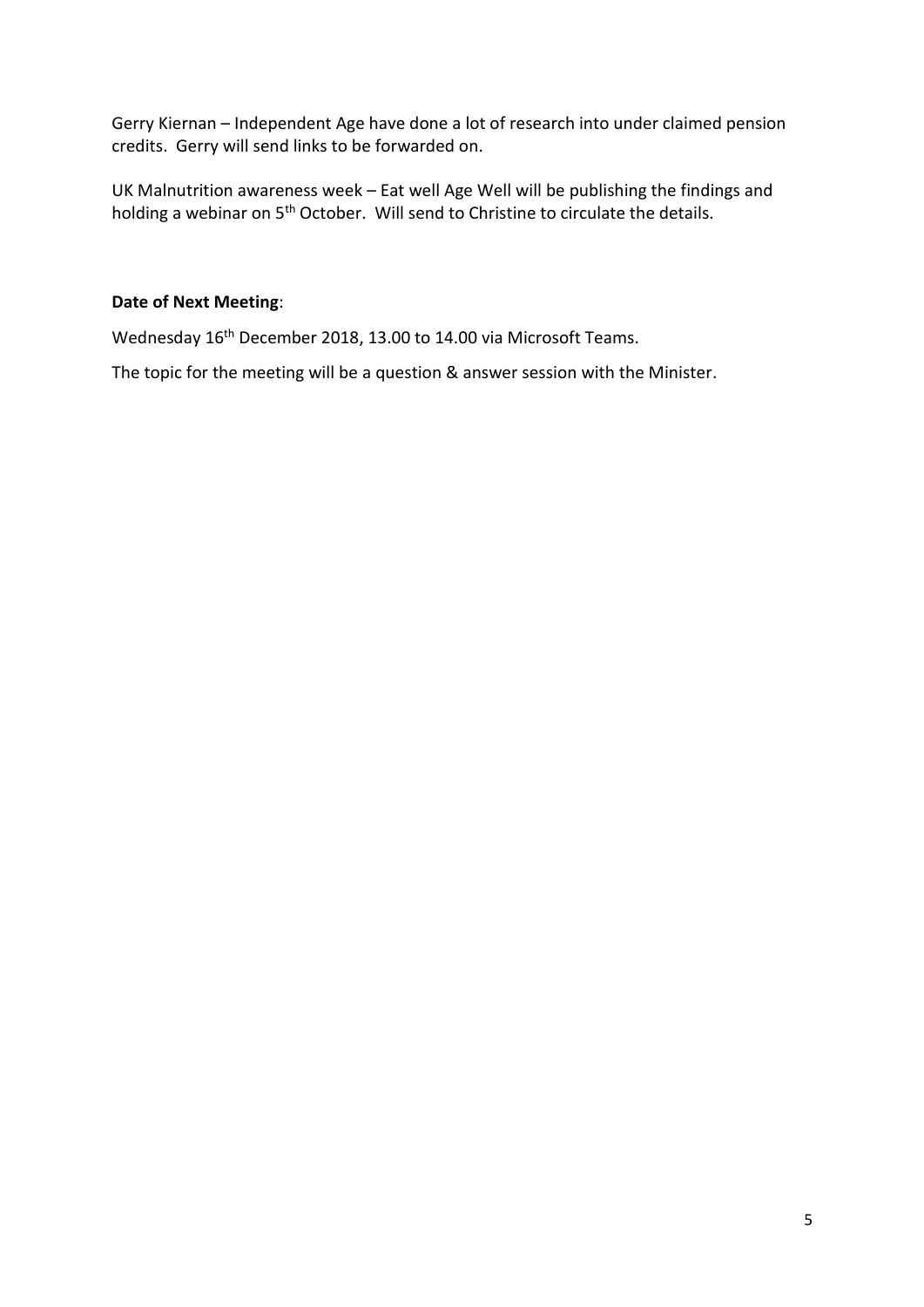Gerry Kiernan – Independent Age have done a lot of research into under claimed pension credits. Gerry will send links to be forwarded on.

UK Malnutrition awareness week – Eat well Age Well will be publishing the findings and holding a webinar on 5th October. Will send to Christine to circulate the details.

**Date of Next Meeting**:

Wednesday 16th December 2018, 13.00 to 14.00 via Microsoft Teams.

The topic for the meeting will be a question & answer session with the Minister.